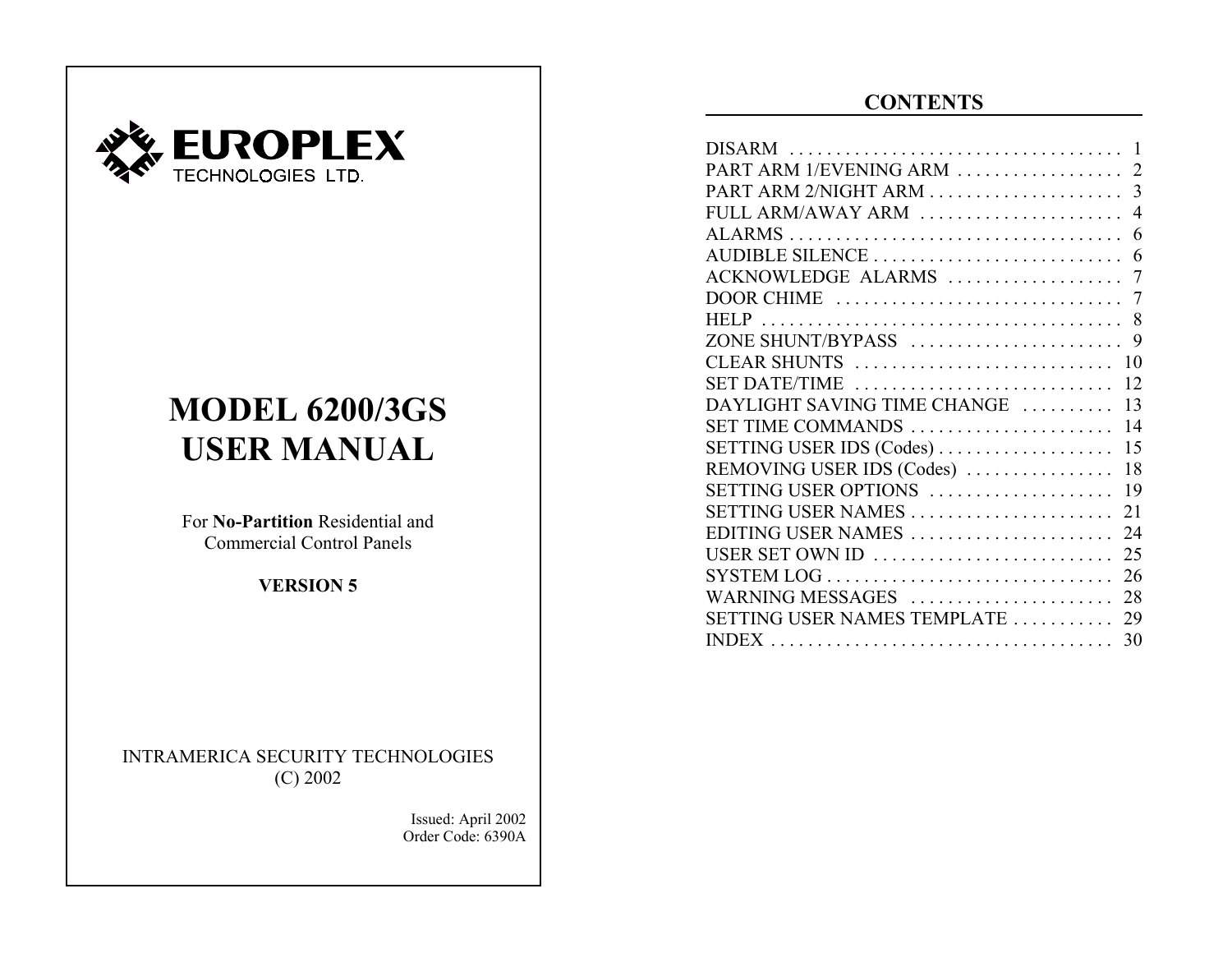EUROPLEX

TECHNOLOGIES LTD.

# MODEL 6200/3GS USER MANUAL

For **No-Partition** Residential and Commercial Control Panels

**VERSION 5**

INTRAMERICA SECURITY TECHNOLOGIES
(C) 2002

Issued: April 2002
Order Code: 6390A

## CONTENTS

| Section | Page |
| --- | --- |
| DISARM | 1 |
| PART ARM 1/EVENING ARM | 2 |
| PART ARM 2/NIGHT ARM | 3 |
| FULL ARM/AWAY ARM | 4 |
| ALARMS | 6 |
| AUDIBLE SILENCE | 6 |
| ACKNOWLEDGE ALARMS | 7 |
| DOOR CHIME | 7 |
| HELP | 8 |
| ZONE SHUNT/BYPASS | 9 |
| CLEAR SHUNTS | 10 |
| SET DATE/TIME | 12 |
| DAYLIGHT SAVING TIME CHANGE | 13 |
| SET TIME COMMANDS | 14 |
| SETTING USER IDS (Codes) | 15 |
| REMOVING USER IDS (Codes) | 18 |
| SETTING USER OPTIONS | 19 |
| SETTING USER NAMES | 21 |
| EDITING USER NAMES | 24 |
| USER SET OWN ID | 25 |
| SYSTEM LOG | 26 |
| WARNING MESSAGES | 28 |
| SETTING USER NAMES TEMPLATE | 29 |
| INDEX | 30 |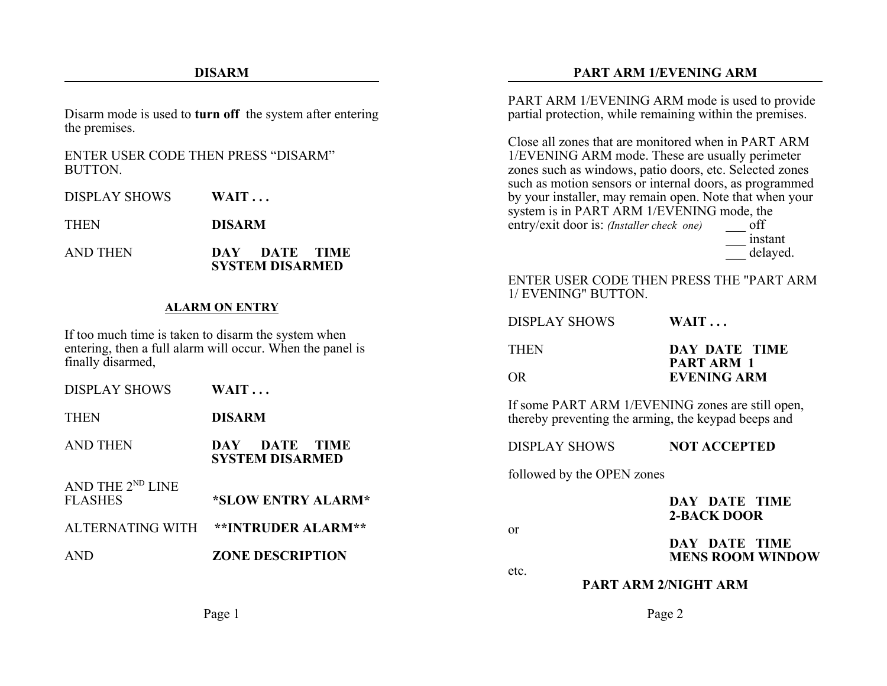## DISARM

Disarm mode is used to **turn off** the system after entering the premises.

ENTER USER CODE THEN PRESS "DISARM" BUTTON.

| | |
|---|---|
| DISPLAY SHOWS | **WAIT . . .** |
| THEN | **DISARM** |
| AND THEN | **DAY DATE TIME**<br>**SYSTEM DISARMED** |

### ALARM ON ENTRY

If too much time is taken to disarm the system when entering, then a full alarm will occur. When the panel is finally disarmed,

| | |
|---|---|
| DISPLAY SHOWS | **WAIT . . .** |
| THEN | **DISARM** |
| AND THEN | **DAY DATE TIME**<br>**SYSTEM DISARMED** |
| AND THE 2ND LINE FLASHES | ***SLOW ENTRY ALARM*** |
| ALTERNATING WITH | ****INTRUDER ALARM**** |
| AND | **ZONE DESCRIPTION** |

## PART ARM 1/EVENING ARM

PART ARM 1/EVENING ARM mode is used to provide partial protection, while remaining within the premises.

Close all zones that are monitored when in PART ARM 1/EVENING ARM mode. These are usually perimeter zones such as windows, patio doors, etc. Selected zones such as motion sensors or internal doors, as programmed by your installer, may remain open. Note that when your system is in PART ARM 1/EVENING mode, the entry/exit door is: *(Installer check one)*

___ off
___ instant
___ delayed.

ENTER USER CODE THEN PRESS THE "PART ARM 1/ EVENING" BUTTON.

| | |
|---|---|
| DISPLAY SHOWS | **WAIT . . .** |
| THEN | **DAY DATE TIME**<br>**PART ARM 1** |
| OR | **EVENING ARM** |

If some PART ARM 1/EVENING zones are still open, thereby preventing the arming, the keypad beeps and

| | |
|---|---|
| DISPLAY SHOWS | **NOT ACCEPTED** |

followed by the OPEN zones

**DAY DATE TIME**
**2-BACK DOOR**

or

**DAY DATE TIME**
**MENS ROOM WINDOW**

etc.

## PART ARM 2/NIGHT ARM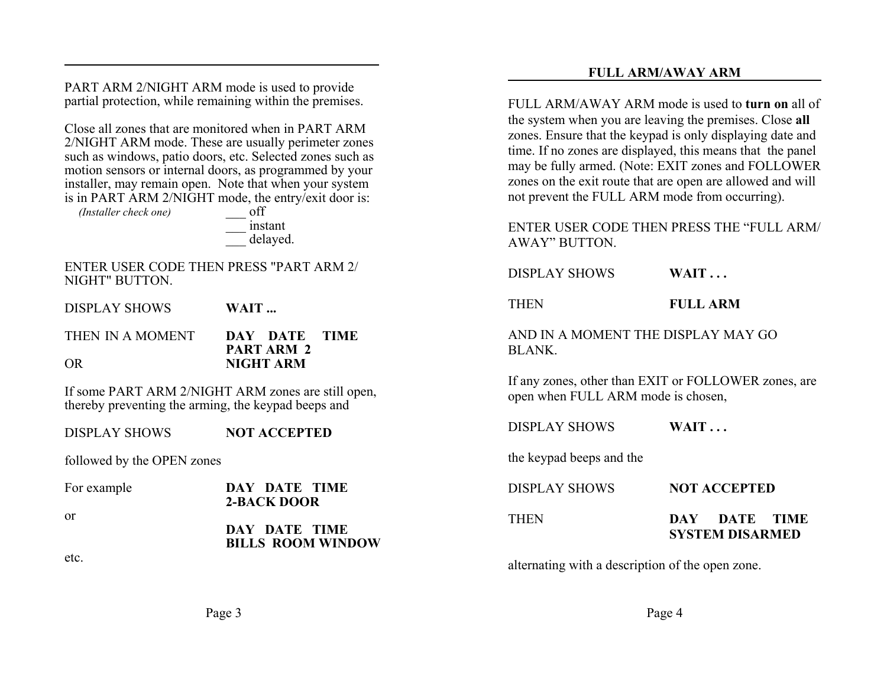PART ARM 2/NIGHT ARM mode is used to provide partial protection, while remaining within the premises.

Close all zones that are monitored when in PART ARM 2/NIGHT ARM mode. These are usually perimeter zones such as windows, patio doors, etc. Selected zones such as motion sensors or internal doors, as programmed by your installer, may remain open. Note that when your system is in PART ARM 2/NIGHT mode, the entry/exit door is:

*(Installer check one)*

___ off
___ instant
___ delayed.

ENTER USER CODE THEN PRESS "PART ARM 2/ NIGHT" BUTTON.

DISPLAY SHOWS **WAIT ...**

THEN IN A MOMENT **DAY DATE TIME**
**PART ARM 2**

OR **NIGHT ARM**

If some PART ARM 2/NIGHT ARM zones are still open, thereby preventing the arming, the keypad beeps and

DISPLAY SHOWS **NOT ACCEPTED**

followed by the OPEN zones

For example **DAY DATE TIME**
**2-BACK DOOR**

or

**DAY DATE TIME**
**BILLS ROOM WINDOW**

etc.

## FULL ARM/AWAY ARM

FULL ARM/AWAY ARM mode is used to **turn on** all of the system when you are leaving the premises. Close **all** zones. Ensure that the keypad is only displaying date and time. If no zones are displayed, this means that the panel may be fully armed. (Note: EXIT zones and FOLLOWER zones on the exit route that are open are allowed and will not prevent the FULL ARM mode from occurring).

ENTER USER CODE THEN PRESS THE "FULL ARM/ AWAY" BUTTON.

DISPLAY SHOWS **WAIT . . .**

THEN **FULL ARM**

AND IN A MOMENT THE DISPLAY MAY GO BLANK.

If any zones, other than EXIT or FOLLOWER zones, are open when FULL ARM mode is chosen,

DISPLAY SHOWS **WAIT . . .**

the keypad beeps and the

DISPLAY SHOWS **NOT ACCEPTED**

THEN **DAY DATE TIME**
**SYSTEM DISARMED**

alternating with a description of the open zone.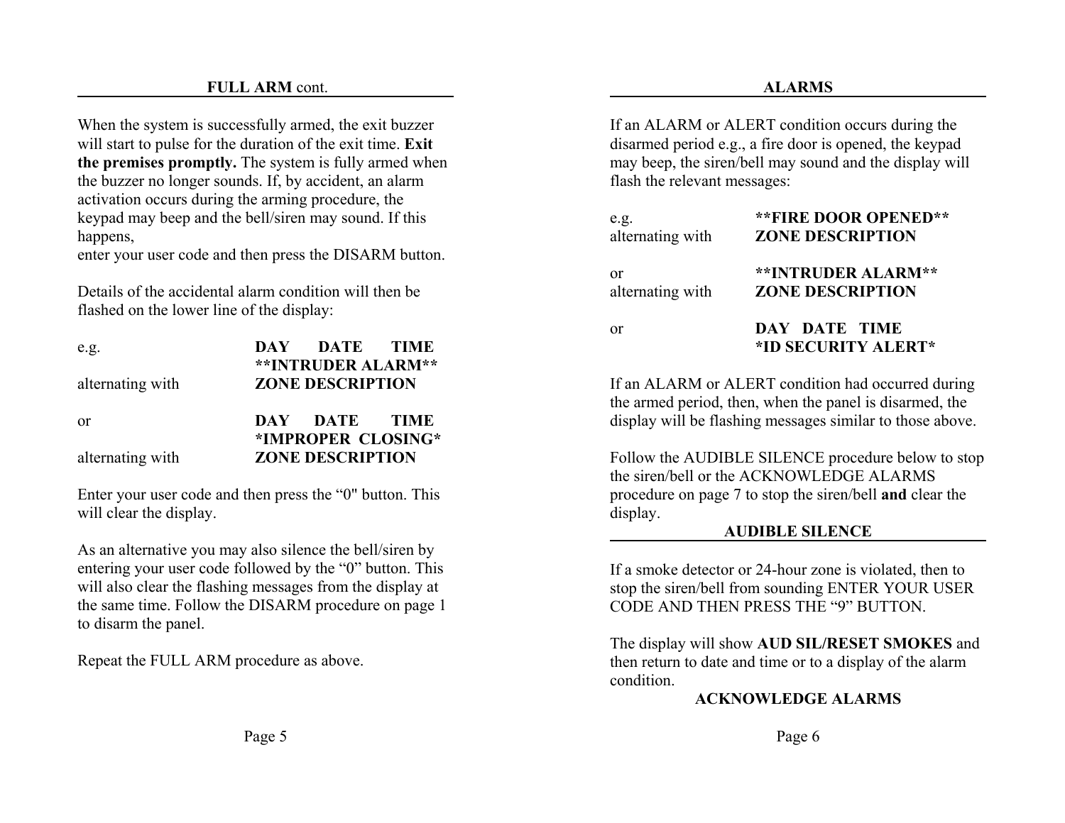## FULL ARM cont.

When the system is successfully armed, the exit buzzer will start to pulse for the duration of the exit time. **Exit the premises promptly.** The system is fully armed when the buzzer no longer sounds. If, by accident, an alarm activation occurs during the arming procedure, the keypad may beep and the bell/siren may sound. If this happens,
enter your user code and then press the DISARM button.

Details of the accidental alarm condition will then be flashed on the lower line of the display:

| | |
|---|---|
| e.g. | **DAY DATE TIME** |
| | **\*\*INTRUDER ALARM\*\*** |
| alternating with | **ZONE DESCRIPTION** |
| | |
| or | **DAY DATE TIME** |
| | **\*IMPROPER CLOSING\*** |
| alternating with | **ZONE DESCRIPTION** |

Enter your user code and then press the "0" button. This will clear the display.

As an alternative you may also silence the bell/siren by entering your user code followed by the "0" button. This will also clear the flashing messages from the display at the same time. Follow the DISARM procedure on page 1 to disarm the panel.

Repeat the FULL ARM procedure as above.

## ALARMS

If an ALARM or ALERT condition occurs during the disarmed period e.g., a fire door is opened, the keypad may beep, the siren/bell may sound and the display will flash the relevant messages:

| | |
|---|---|
| e.g. | **\*\*FIRE DOOR OPENED\*\*** |
| alternating with | **ZONE DESCRIPTION** |
| | |
| or | **\*\*INTRUDER ALARM\*\*** |
| alternating with | **ZONE DESCRIPTION** |
| | |
| or | **DAY DATE TIME** |
| | **\*ID SECURITY ALERT\*** |

If an ALARM or ALERT condition had occurred during the armed period, then, when the panel is disarmed, the display will be flashing messages similar to those above.

Follow the AUDIBLE SILENCE procedure below to stop the siren/bell or the ACKNOWLEDGE ALARMS procedure on page 7 to stop the siren/bell **and** clear the display.

## AUDIBLE SILENCE

If a smoke detector or 24-hour zone is violated, then to stop the siren/bell from sounding ENTER YOUR USER CODE AND THEN PRESS THE "9" BUTTON.

The display will show **AUD SIL/RESET SMOKES** and then return to date and time or to a display of the alarm condition.

## ACKNOWLEDGE ALARMS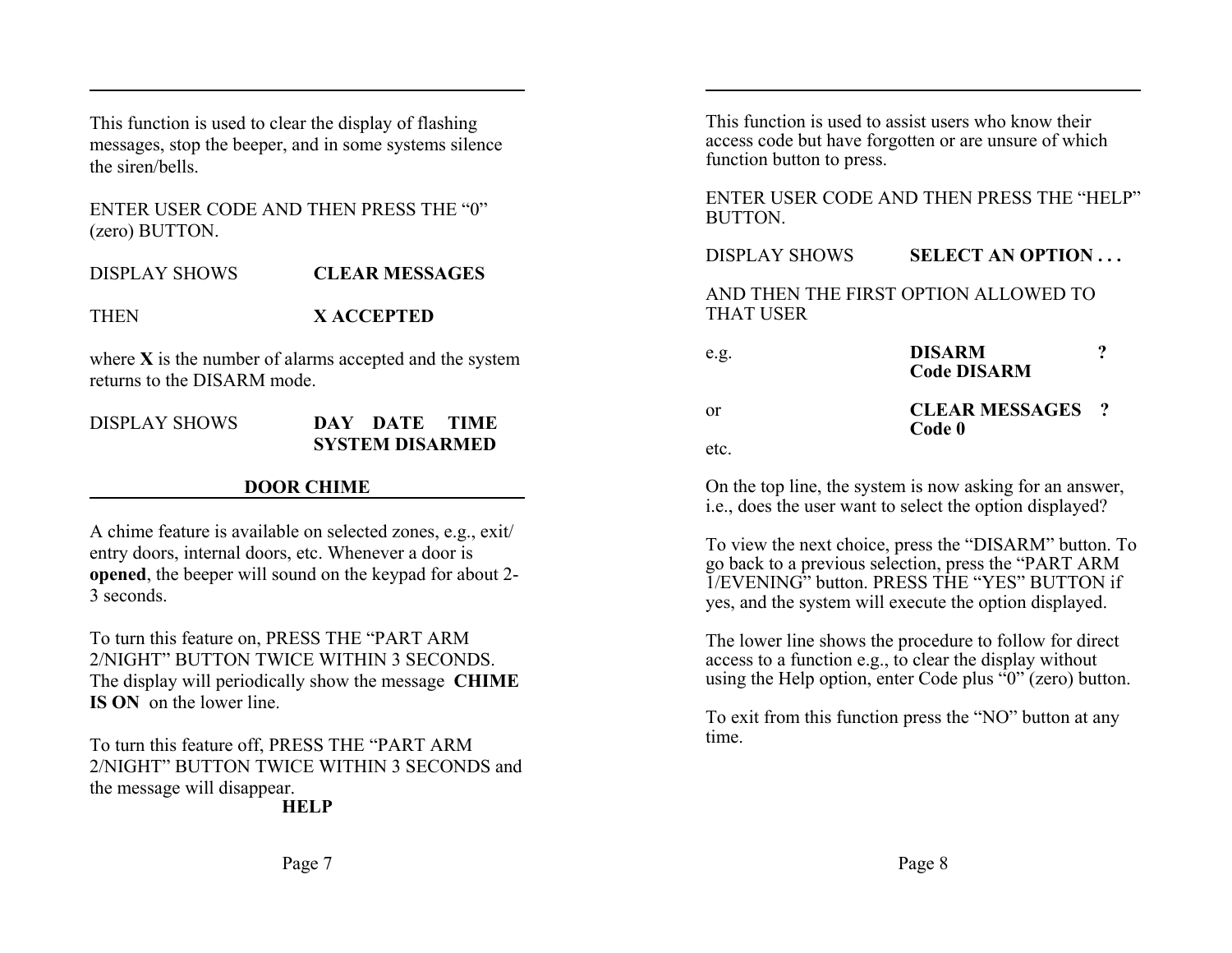This function is used to clear the display of flashing messages, stop the beeper, and in some systems silence the siren/bells.

ENTER USER CODE AND THEN PRESS THE “0” (zero) BUTTON.

DISPLAY SHOWS **CLEAR MESSAGES**

THEN **X ACCEPTED**

where **X** is the number of alarms accepted and the system returns to the DISARM mode.

DISPLAY SHOWS **DAY DATE TIME**
**SYSTEM DISARMED**

## DOOR CHIME

A chime feature is available on selected zones, e.g., exit/entry doors, internal doors, etc. Whenever a door is **opened**, the beeper will sound on the keypad for about 2-3 seconds.

To turn this feature on, PRESS THE “PART ARM 2/NIGHT” BUTTON TWICE WITHIN 3 SECONDS. The display will periodically show the message **CHIME IS ON** on the lower line.

To turn this feature off, PRESS THE “PART ARM 2/NIGHT” BUTTON TWICE WITHIN 3 SECONDS and the message will disappear.

## HELP

This function is used to assist users who know their access code but have forgotten or are unsure of which function button to press.

ENTER USER CODE AND THEN PRESS THE “HELP” BUTTON.

DISPLAY SHOWS **SELECT AN OPTION . . .**

AND THEN THE FIRST OPTION ALLOWED TO THAT USER

e.g. **DISARM ?**
**Code DISARM**

or **CLEAR MESSAGES ?**
**Code 0**

etc.

On the top line, the system is now asking for an answer, i.e., does the user want to select the option displayed?

To view the next choice, press the “DISARM” button. To go back to a previous selection, press the “PART ARM 1/EVENING” button. PRESS THE “YES” BUTTON if yes, and the system will execute the option displayed.

The lower line shows the procedure to follow for direct access to a function e.g., to clear the display without using the Help option, enter Code plus “0” (zero) button.

To exit from this function press the “NO” button at any time.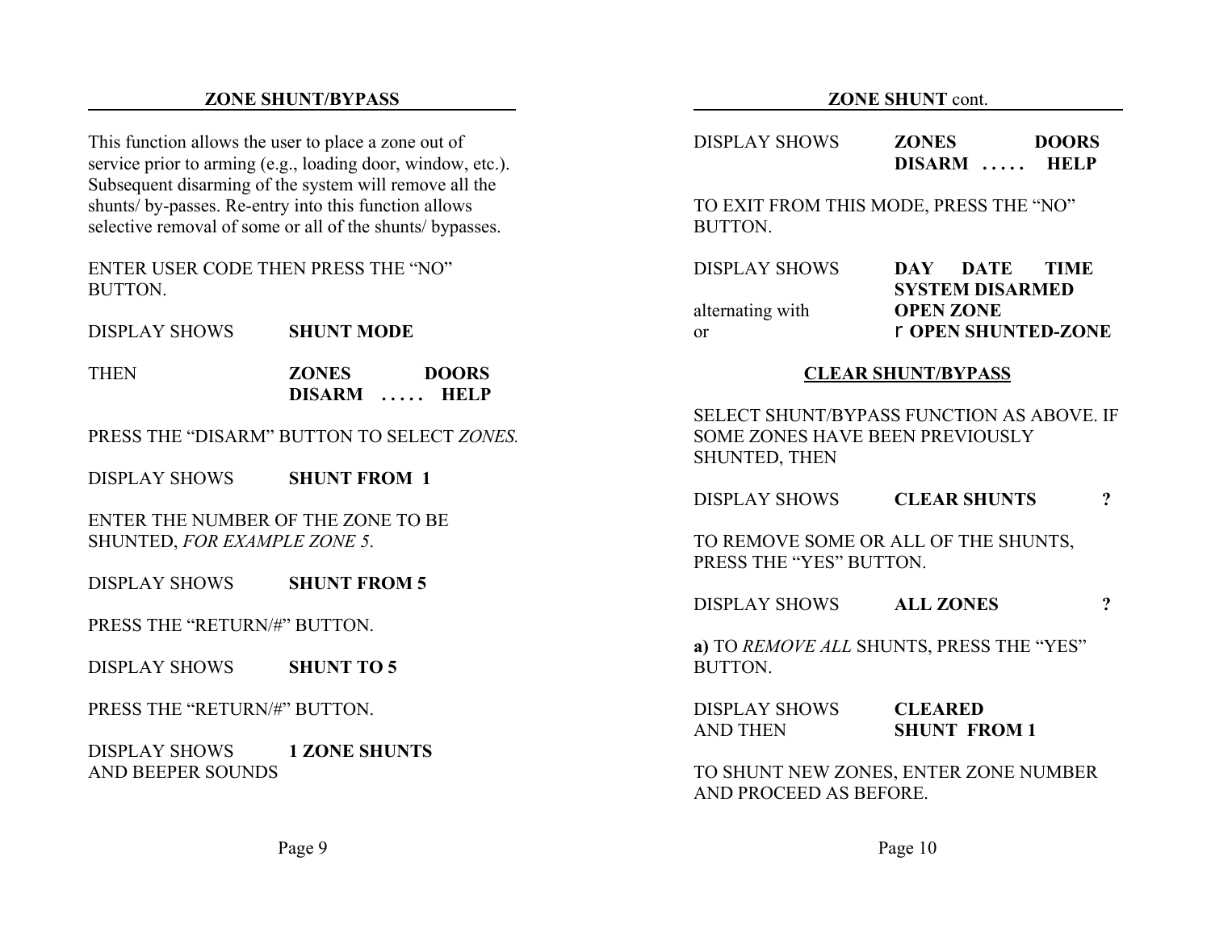## ZONE SHUNT/BYPASS

This function allows the user to place a zone out of service prior to arming (e.g., loading door, window, etc.). Subsequent disarming of the system will remove all the shunts/ by-passes. Re-entry into this function allows selective removal of some or all of the shunts/ bypasses.

ENTER USER CODE THEN PRESS THE "NO" BUTTON.

DISPLAY SHOWS **SHUNT MODE**

THEN **ZONES DOORS**
**DISARM . . . . . HELP**

PRESS THE "DISARM" BUTTON TO SELECT *ZONES.*

DISPLAY SHOWS **SHUNT FROM 1**

ENTER THE NUMBER OF THE ZONE TO BE SHUNTED, *FOR EXAMPLE ZONE 5*.

DISPLAY SHOWS **SHUNT FROM 5**

PRESS THE "RETURN/#" BUTTON.

DISPLAY SHOWS **SHUNT TO 5**

PRESS THE "RETURN/#" BUTTON.

DISPLAY SHOWS **1 ZONE SHUNTS**
AND BEEPER SOUNDS

## ZONE SHUNT cont.

DISPLAY SHOWS **ZONES DOORS**
**DISARM . . . . . HELP**

TO EXIT FROM THIS MODE, PRESS THE "NO" BUTTON.

DISPLAY SHOWS **DAY DATE TIME**
**SYSTEM DISARMED**
alternating with **OPEN ZONE**
or **r OPEN SHUNTED-ZONE**

## CLEAR SHUNT/BYPASS

SELECT SHUNT/BYPASS FUNCTION AS ABOVE. IF SOME ZONES HAVE BEEN PREVIOUSLY SHUNTED, THEN

DISPLAY SHOWS **CLEAR SHUNTS ?**

TO REMOVE SOME OR ALL OF THE SHUNTS, PRESS THE "YES" BUTTON.

DISPLAY SHOWS **ALL ZONES ?**

**a)** TO *REMOVE ALL* SHUNTS, PRESS THE "YES" BUTTON.

DISPLAY SHOWS **CLEARED**
AND THEN **SHUNT FROM 1**

TO SHUNT NEW ZONES, ENTER ZONE NUMBER AND PROCEED AS BEFORE.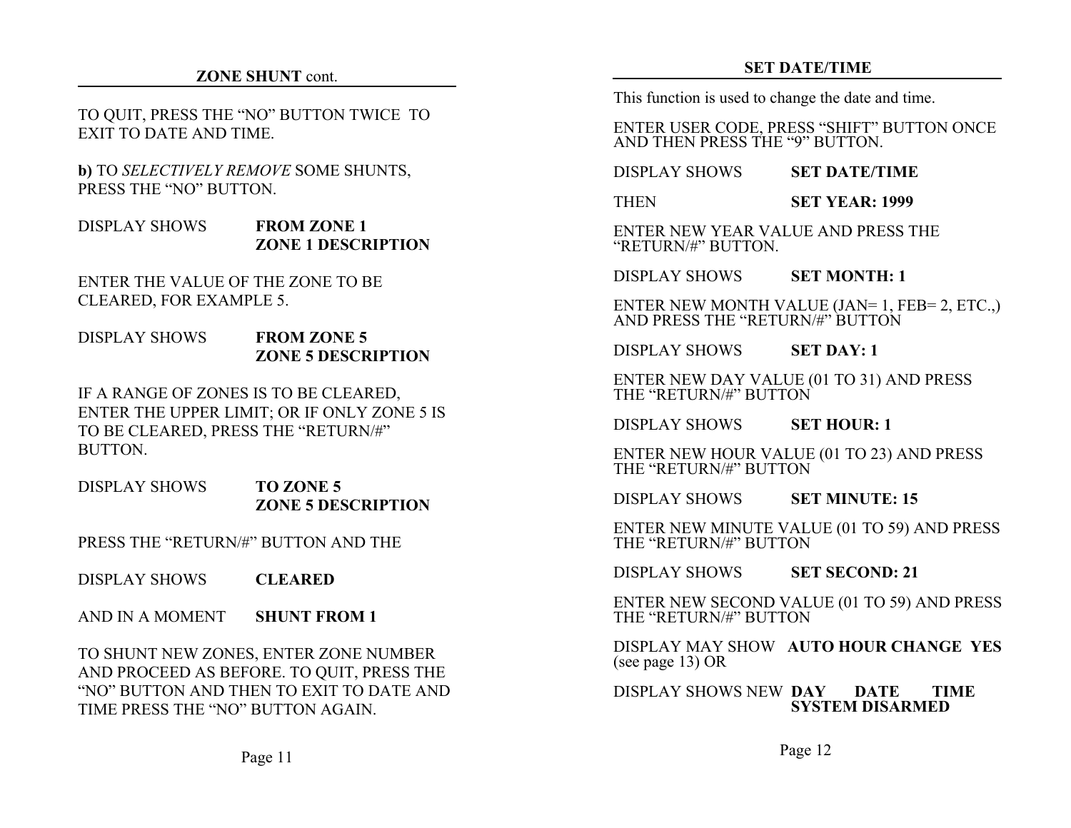## ZONE SHUNT cont.

TO QUIT, PRESS THE "NO" BUTTON TWICE TO EXIT TO DATE AND TIME.

**b)** TO *SELECTIVELY REMOVE* SOME SHUNTS, PRESS THE "NO" BUTTON.

DISPLAY SHOWS **FROM ZONE 1**
**ZONE 1 DESCRIPTION**

ENTER THE VALUE OF THE ZONE TO BE CLEARED, FOR EXAMPLE 5.

DISPLAY SHOWS **FROM ZONE 5**
**ZONE 5 DESCRIPTION**

IF A RANGE OF ZONES IS TO BE CLEARED, ENTER THE UPPER LIMIT; OR IF ONLY ZONE 5 IS TO BE CLEARED, PRESS THE "RETURN/#" BUTTON.

DISPLAY SHOWS **TO ZONE 5**
**ZONE 5 DESCRIPTION**

PRESS THE "RETURN/#" BUTTON AND THE

DISPLAY SHOWS **CLEARED**

AND IN A MOMENT **SHUNT FROM 1**

TO SHUNT NEW ZONES, ENTER ZONE NUMBER AND PROCEED AS BEFORE. TO QUIT, PRESS THE "NO" BUTTON AND THEN TO EXIT TO DATE AND TIME PRESS THE "NO" BUTTON AGAIN.

## SET DATE/TIME

This function is used to change the date and time.

ENTER USER CODE, PRESS "SHIFT" BUTTON ONCE AND THEN PRESS THE "9" BUTTON.

DISPLAY SHOWS **SET DATE/TIME**

THEN **SET YEAR: 1999**

ENTER NEW YEAR VALUE AND PRESS THE "RETURN/#" BUTTON.

DISPLAY SHOWS **SET MONTH: 1**

ENTER NEW MONTH VALUE (JAN= 1, FEB= 2, ETC.,) AND PRESS THE "RETURN/#" BUTTON

DISPLAY SHOWS **SET DAY: 1**

ENTER NEW DAY VALUE (01 TO 31) AND PRESS THE "RETURN/#" BUTTON

DISPLAY SHOWS **SET HOUR: 1**

ENTER NEW HOUR VALUE (01 TO 23) AND PRESS THE "RETURN/#" BUTTON

DISPLAY SHOWS **SET MINUTE: 15**

ENTER NEW MINUTE VALUE (01 TO 59) AND PRESS THE "RETURN/#" BUTTON

DISPLAY SHOWS **SET SECOND: 21**

ENTER NEW SECOND VALUE (01 TO 59) AND PRESS THE "RETURN/#" BUTTON

DISPLAY MAY SHOW **AUTO HOUR CHANGE YES** (see page 13) OR

DISPLAY SHOWS NEW **DAY DATE TIME**
**SYSTEM DISARMED**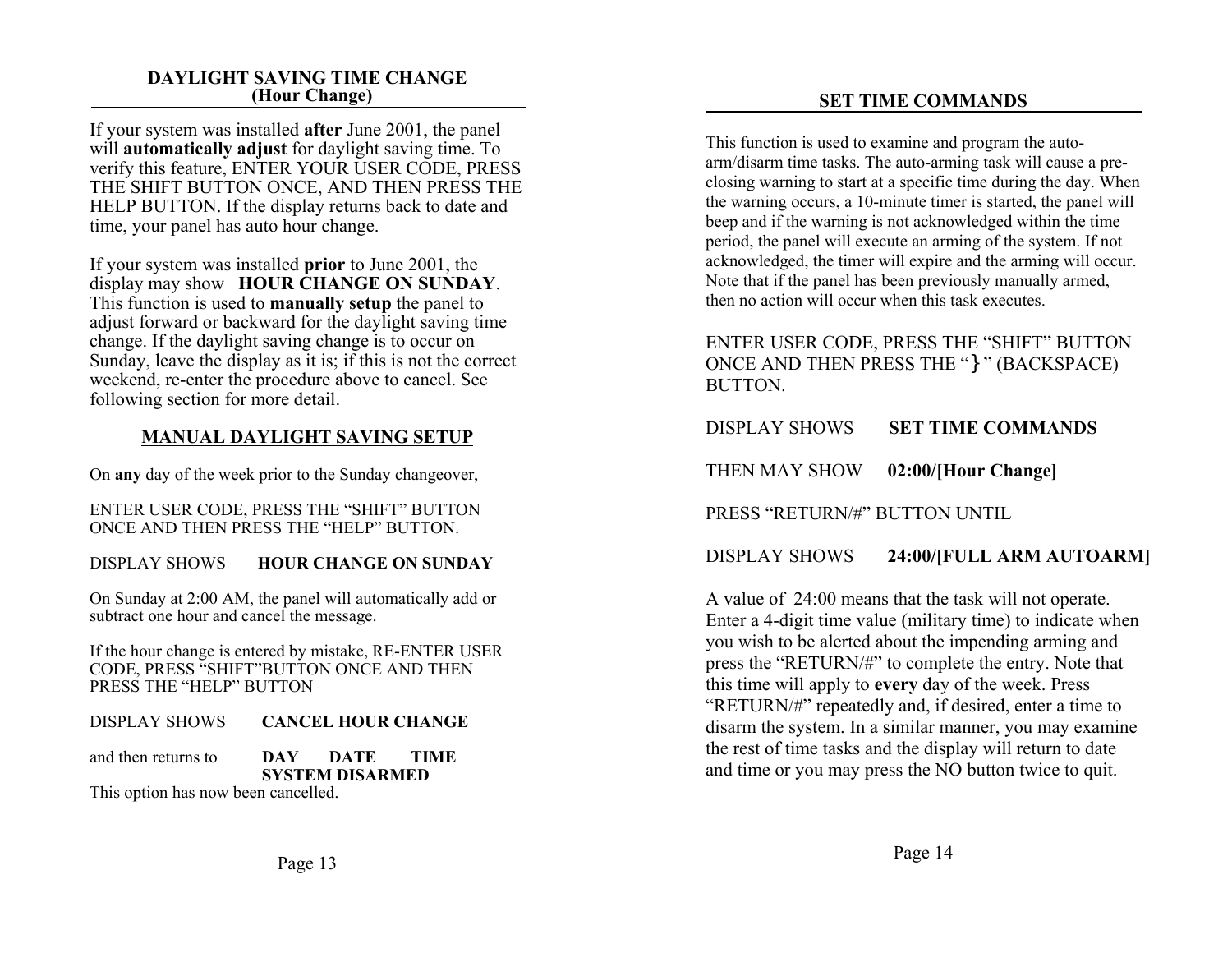## DAYLIGHT SAVING TIME CHANGE
### (Hour Change)

If your system was installed **after** June 2001, the panel will **automatically adjust** for daylight saving time. To verify this feature, ENTER YOUR USER CODE, PRESS THE SHIFT BUTTON ONCE, AND THEN PRESS THE HELP BUTTON. If the display returns back to date and time, your panel has auto hour change.

If your system was installed **prior** to June 2001, the display may show **HOUR CHANGE ON SUNDAY**. This function is used to **manually setup** the panel to adjust forward or backward for the daylight saving time change. If the daylight saving change is to occur on Sunday, leave the display as it is; if this is not the correct weekend, re-enter the procedure above to cancel. See following section for more detail.

## MANUAL DAYLIGHT SAVING SETUP

On **any** day of the week prior to the Sunday changeover,

ENTER USER CODE, PRESS THE "SHIFT" BUTTON ONCE AND THEN PRESS THE "HELP" BUTTON.

DISPLAY SHOWS **HOUR CHANGE ON SUNDAY**

On Sunday at 2:00 AM, the panel will automatically add or subtract one hour and cancel the message.

If the hour change is entered by mistake, RE-ENTER USER CODE, PRESS "SHIFT"BUTTON ONCE AND THEN PRESS THE "HELP" BUTTON

DISPLAY SHOWS **CANCEL HOUR CHANGE**

and then returns to **DAY DATE TIME**
**SYSTEM DISARMED**

This option has now been cancelled.

## SET TIME COMMANDS

This function is used to examine and program the auto-arm/disarm time tasks. The auto-arming task will cause a pre-closing warning to start at a specific time during the day. When the warning occurs, a 10-minute timer is started, the panel will beep and if the warning is not acknowledged within the time period, the panel will execute an arming of the system. If not acknowledged, the timer will expire and the arming will occur. Note that if the panel has been previously manually armed, then no action will occur when this task executes.

ENTER USER CODE, PRESS THE "SHIFT" BUTTON ONCE AND THEN PRESS THE "}" (BACKSPACE) BUTTON.

DISPLAY SHOWS **SET TIME COMMANDS**

THEN MAY SHOW **02:00/[Hour Change]**

PRESS "RETURN/#" BUTTON UNTIL

DISPLAY SHOWS **24:00/[FULL ARM AUTOARM]**

A value of 24:00 means that the task will not operate. Enter a 4-digit time value (military time) to indicate when you wish to be alerted about the impending arming and press the "RETURN/#" to complete the entry. Note that this time will apply to **every** day of the week. Press "RETURN/#" repeatedly and, if desired, enter a time to disarm the system. In a similar manner, you may examine the rest of time tasks and the display will return to date and time or you may press the NO button twice to quit.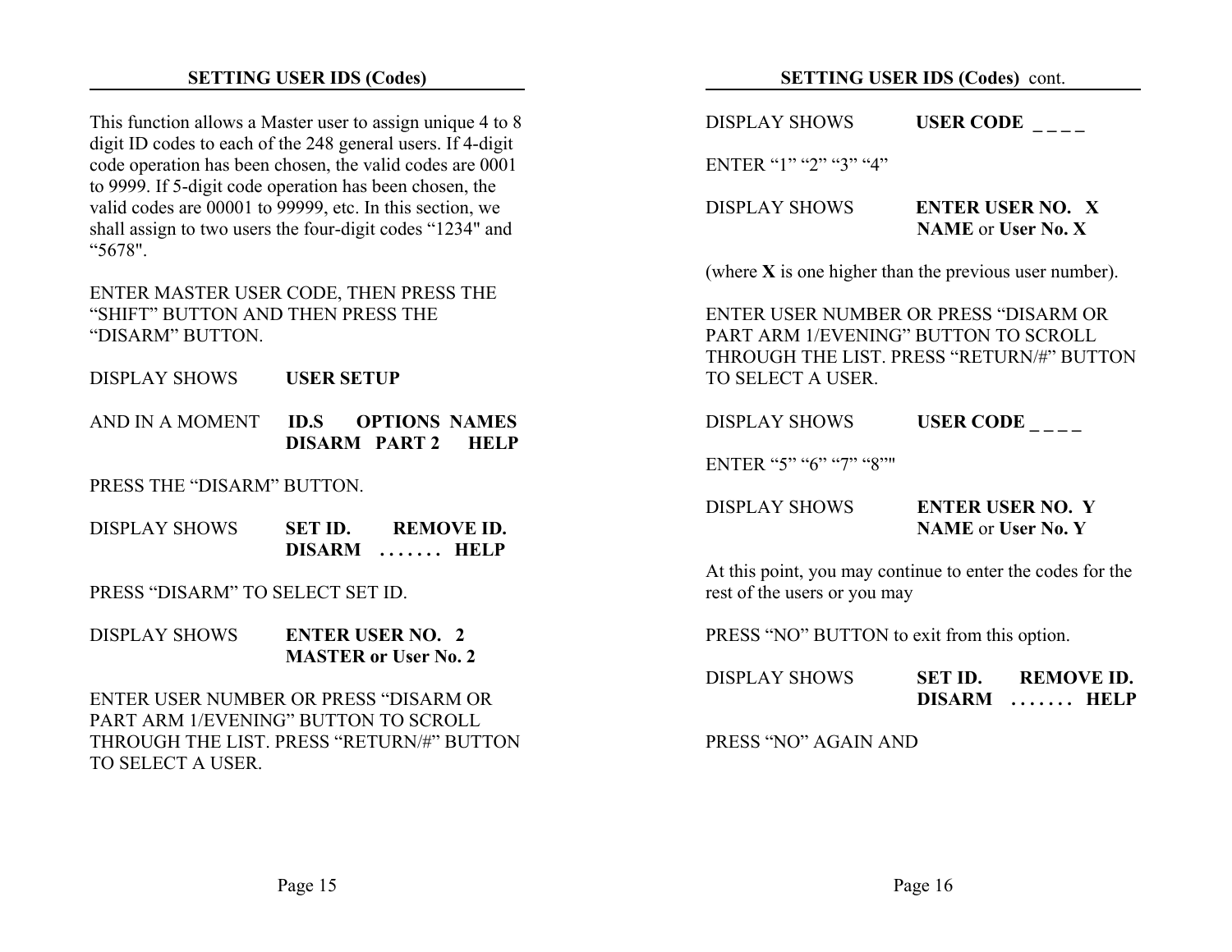## SETTING USER IDS (Codes)

This function allows a Master user to assign unique 4 to 8 digit ID codes to each of the 248 general users. If 4-digit code operation has been chosen, the valid codes are 0001 to 9999. If 5-digit code operation has been chosen, the valid codes are 00001 to 99999, etc. In this section, we shall assign to two users the four-digit codes “1234" and “5678".

ENTER MASTER USER CODE, THEN PRESS THE “SHIFT” BUTTON AND THEN PRESS THE “DISARM” BUTTON.

DISPLAY SHOWS **USER SETUP**

AND IN A MOMENT **ID.S OPTIONS NAMES**
**DISARM PART 2 HELP**

PRESS THE “DISARM” BUTTON.

DISPLAY SHOWS **SET ID. REMOVE ID.**
**DISARM . . . . . . . HELP**

PRESS “DISARM” TO SELECT SET ID.

DISPLAY SHOWS **ENTER USER NO. 2**
**MASTER or User No. 2**

ENTER USER NUMBER OR PRESS “DISARM OR PART ARM 1/EVENING” BUTTON TO SCROLL THROUGH THE LIST. PRESS “RETURN/#” BUTTON TO SELECT A USER.

## SETTING USER IDS (Codes) cont.

DISPLAY SHOWS **USER CODE _ _ _ _**

ENTER “1” “2” “3” “4”

DISPLAY SHOWS **ENTER USER NO. X**
**NAME** or **User No. X**

(where **X** is one higher than the previous user number).

ENTER USER NUMBER OR PRESS “DISARM OR PART ARM 1/EVENING” BUTTON TO SCROLL THROUGH THE LIST. PRESS “RETURN/#” BUTTON TO SELECT A USER.

DISPLAY SHOWS **USER CODE _ _ _ _**

ENTER “5” “6” “7” “8”"

DISPLAY SHOWS **ENTER USER NO. Y**
**NAME** or **User No. Y**

At this point, you may continue to enter the codes for the rest of the users or you may

PRESS “NO” BUTTON to exit from this option.

DISPLAY SHOWS **SET ID. REMOVE ID.**
**DISARM . . . . . . . HELP**

PRESS “NO” AGAIN AND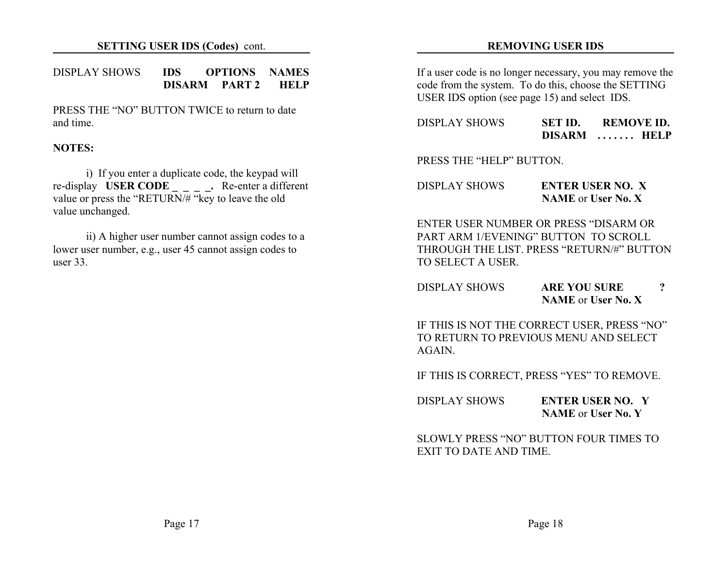## SETTING USER IDS (Codes) cont.

DISPLAY SHOWS **IDS OPTIONS NAMES**
**DISARM PART 2 HELP**

PRESS THE “NO” BUTTON TWICE to return to date and time.

**NOTES:**

i) If you enter a duplicate code, the keypad will re-display **USER CODE _ _ _ _.** Re-enter a different value or press the “RETURN/# “key to leave the old value unchanged.

ii) A higher user number cannot assign codes to a lower user number, e.g., user 45 cannot assign codes to user 33.

## REMOVING USER IDS

If a user code is no longer necessary, you may remove the code from the system. To do this, choose the SETTING USER IDS option (see page 15) and select IDS.

DISPLAY SHOWS **SET ID. REMOVE ID.**
**DISARM . . . . . . . HELP**

PRESS THE “HELP” BUTTON.

DISPLAY SHOWS **ENTER USER NO. X**
**NAME** or **User No. X**

ENTER USER NUMBER OR PRESS “DISARM OR PART ARM 1/EVENING” BUTTON TO SCROLL THROUGH THE LIST. PRESS “RETURN/#” BUTTON TO SELECT A USER.

DISPLAY SHOWS **ARE YOU SURE ?**
**NAME** or **User No. X**

IF THIS IS NOT THE CORRECT USER, PRESS “NO” TO RETURN TO PREVIOUS MENU AND SELECT AGAIN.

IF THIS IS CORRECT, PRESS “YES” TO REMOVE.

DISPLAY SHOWS **ENTER USER NO. Y**
**NAME** or **User No. Y**

SLOWLY PRESS “NO” BUTTON FOUR TIMES TO EXIT TO DATE AND TIME.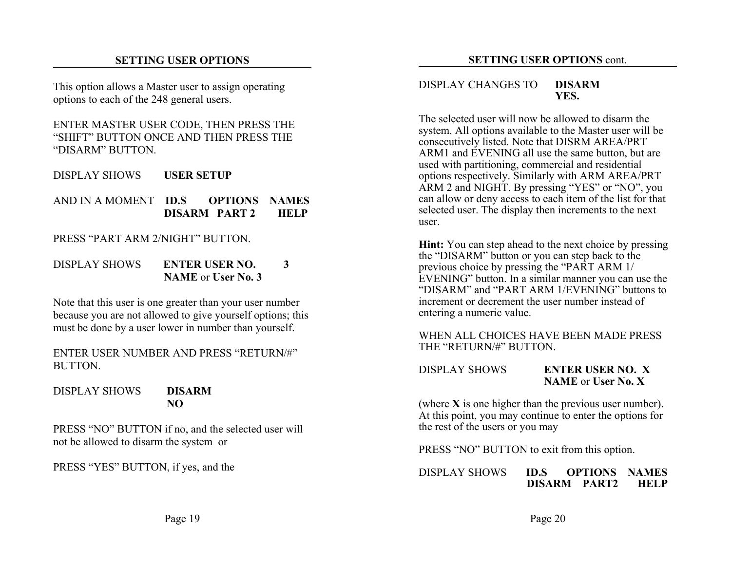## SETTING USER OPTIONS

This option allows a Master user to assign operating options to each of the 248 general users.

ENTER MASTER USER CODE, THEN PRESS THE "SHIFT" BUTTON ONCE AND THEN PRESS THE "DISARM" BUTTON.

DISPLAY SHOWS **USER SETUP**

AND IN A MOMENT **ID.S OPTIONS NAMES**
**DISARM PART 2 HELP**

PRESS "PART ARM 2/NIGHT" BUTTON.

DISPLAY SHOWS **ENTER USER NO. 3**
**NAME** or **User No. 3**

Note that this user is one greater than your user number because you are not allowed to give yourself options; this must be done by a user lower in number than yourself.

ENTER USER NUMBER AND PRESS "RETURN/#" BUTTON.

DISPLAY SHOWS **DISARM**
**NO**

PRESS "NO" BUTTON if no, and the selected user will not be allowed to disarm the system or

PRESS "YES" BUTTON, if yes, and the

## SETTING USER OPTIONS cont.

DISPLAY CHANGES TO **DISARM**
**YES.**

The selected user will now be allowed to disarm the system. All options available to the Master user will be consecutively listed. Note that DISRM AREA/PRT ARM1 and EVENING all use the same button, but are used with partitioning, commercial and residential options respectively. Similarly with ARM AREA/PRT ARM 2 and NIGHT. By pressing "YES" or "NO", you can allow or deny access to each item of the list for that selected user. The display then increments to the next user.

**Hint:** You can step ahead to the next choice by pressing the "DISARM" button or you can step back to the previous choice by pressing the "PART ARM 1/ EVENING" button. In a similar manner you can use the "DISARM" and "PART ARM 1/EVENING" buttons to increment or decrement the user number instead of entering a numeric value.

WHEN ALL CHOICES HAVE BEEN MADE PRESS THE "RETURN/#" BUTTON.

DISPLAY SHOWS **ENTER USER NO. X**
**NAME** or **User No. X**

(where **X** is one higher than the previous user number). At this point, you may continue to enter the options for the rest of the users or you may

PRESS "NO" BUTTON to exit from this option.

DISPLAY SHOWS **ID.S OPTIONS NAMES**
**DISARM PART2 HELP**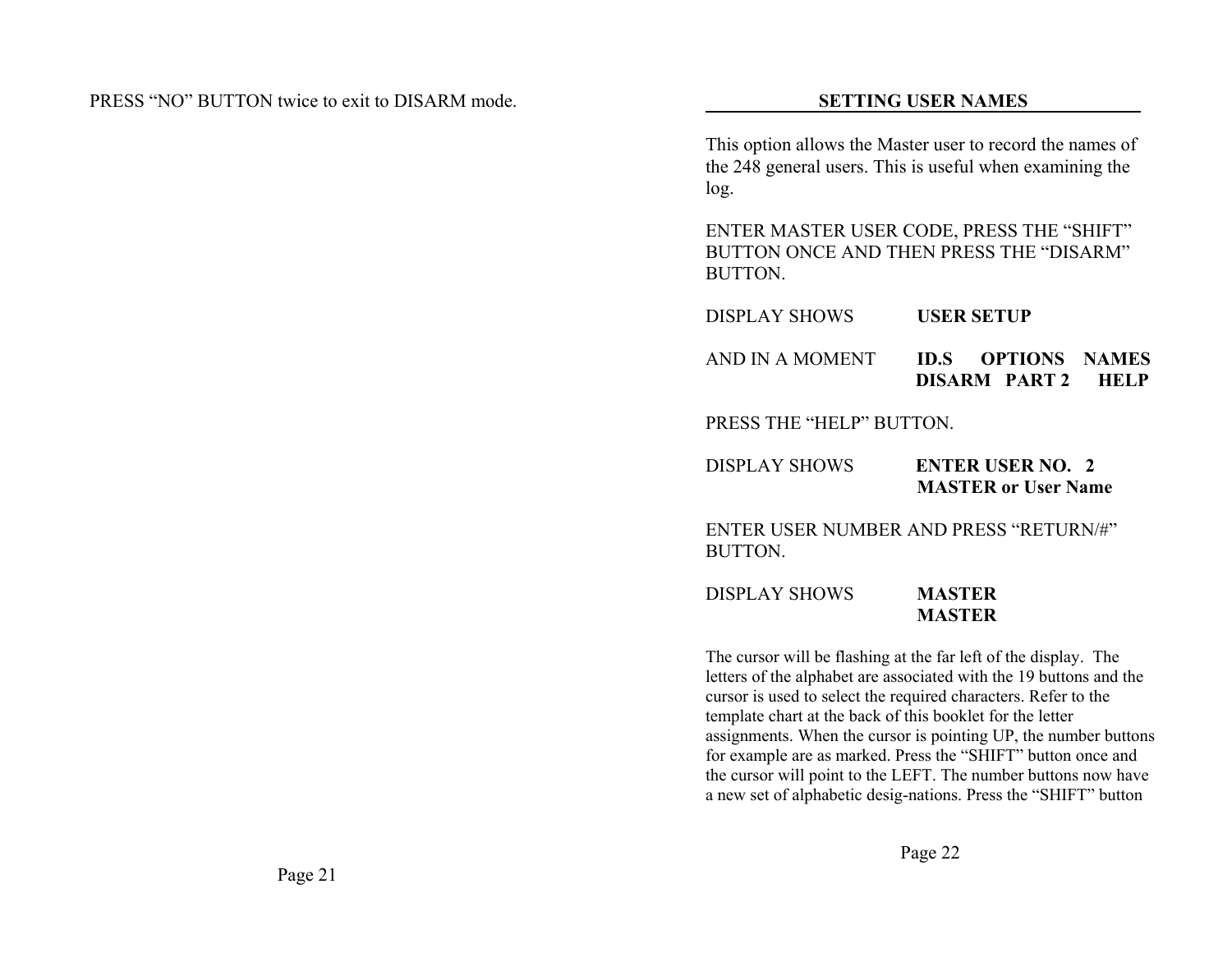PRESS “NO” BUTTON twice to exit to DISARM mode.

## SETTING USER NAMES

This option allows the Master user to record the names of the 248 general users. This is useful when examining the log.

ENTER MASTER USER CODE, PRESS THE “SHIFT” BUTTON ONCE AND THEN PRESS THE “DISARM” BUTTON.

DISPLAY SHOWS **USER SETUP**

AND IN A MOMENT **ID.S OPTIONS NAMES**
**DISARM PART 2 HELP**

PRESS THE “HELP” BUTTON.

DISPLAY SHOWS **ENTER USER NO. 2**
**MASTER or User Name**

ENTER USER NUMBER AND PRESS “RETURN/#” BUTTON.

DISPLAY SHOWS **MASTER**
**MASTER**

The cursor will be flashing at the far left of the display. The letters of the alphabet are associated with the 19 buttons and the cursor is used to select the required characters. Refer to the template chart at the back of this booklet for the letter assignments. When the cursor is pointing UP, the number buttons for example are as marked. Press the “SHIFT” button once and the cursor will point to the LEFT. The number buttons now have a new set of alphabetic desig-nations. Press the “SHIFT” button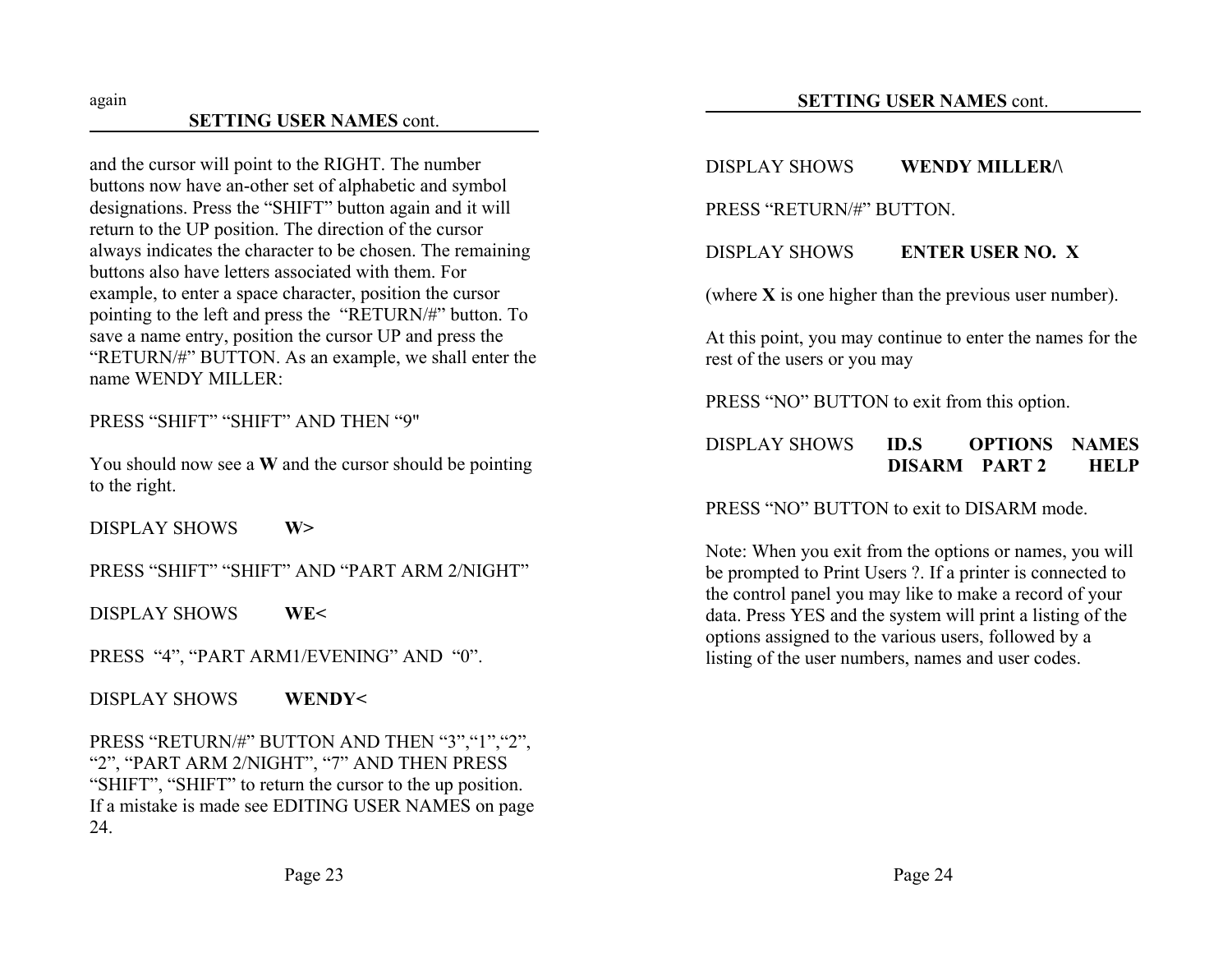again

## SETTING USER NAMES cont.

and the cursor will point to the RIGHT. The number buttons now have an-other set of alphabetic and symbol designations. Press the “SHIFT” button again and it will return to the UP position. The direction of the cursor always indicates the character to be chosen. The remaining buttons also have letters associated with them. For example, to enter a space character, position the cursor pointing to the left and press the “RETURN/#” button. To save a name entry, position the cursor UP and press the “RETURN/#” BUTTON. As an example, we shall enter the name WENDY MILLER:

PRESS “SHIFT” “SHIFT” AND THEN “9"

You should now see a **W** and the cursor should be pointing to the right.

DISPLAY SHOWS **W>**

PRESS “SHIFT” “SHIFT” AND “PART ARM 2/NIGHT”

DISPLAY SHOWS **WE<**

PRESS “4”, “PART ARM1/EVENING” AND “0”.

DISPLAY SHOWS **WENDY<**

PRESS “RETURN/#” BUTTON AND THEN “3”,“1”,“2”, “2”, “PART ARM 2/NIGHT”, “7” AND THEN PRESS “SHIFT”, “SHIFT” to return the cursor to the up position. If a mistake is made see EDITING USER NAMES on page 24.

## SETTING USER NAMES cont.

DISPLAY SHOWS **WENDY MILLER/\**

PRESS “RETURN/#” BUTTON.

DISPLAY SHOWS **ENTER USER NO. X**

(where **X** is one higher than the previous user number).

At this point, you may continue to enter the names for the rest of the users or you may

PRESS “NO” BUTTON to exit from this option.

DISPLAY SHOWS **ID.S OPTIONS NAMES**
**DISARM PART 2 HELP**

PRESS “NO” BUTTON to exit to DISARM mode.

Note: When you exit from the options or names, you will be prompted to Print Users ?. If a printer is connected to the control panel you may like to make a record of your data. Press YES and the system will print a listing of the options assigned to the various users, followed by a listing of the user numbers, names and user codes.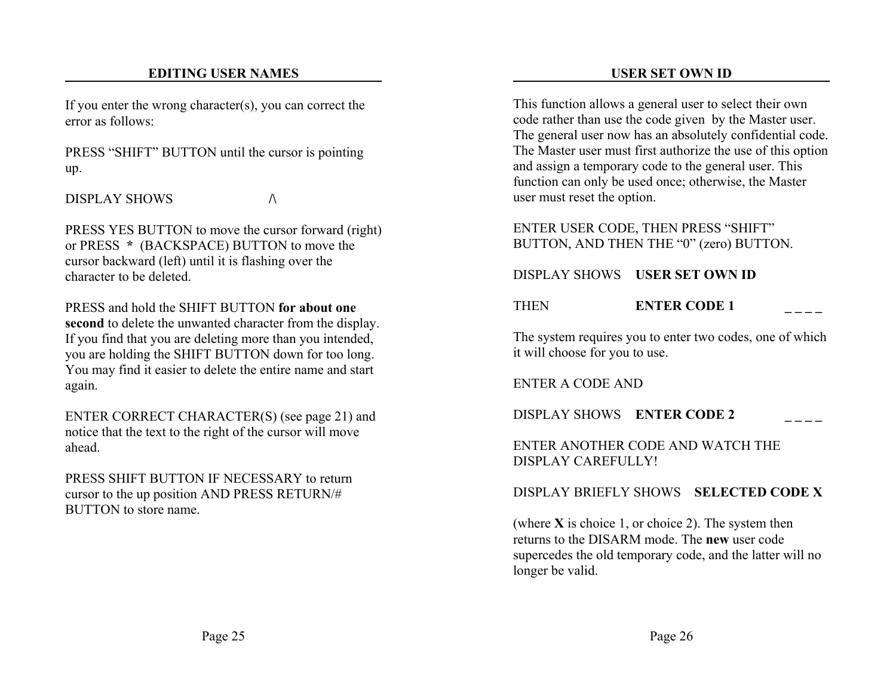## EDITING USER NAMES

If you enter the wrong character(s), you can correct the error as follows:

PRESS “SHIFT” BUTTON until the cursor is pointing up.

DISPLAY SHOWS /\

PRESS YES BUTTON to move the cursor forward (right) or PRESS **\*** (BACKSPACE) BUTTON to move the cursor backward (left) until it is flashing over the character to be deleted.

PRESS and hold the SHIFT BUTTON **for about one second** to delete the unwanted character from the display. If you find that you are deleting more than you intended, you are holding the SHIFT BUTTON down for too long. You may find it easier to delete the entire name and start again.

ENTER CORRECT CHARACTER(S) (see page 21) and notice that the text to the right of the cursor will move ahead.

PRESS SHIFT BUTTON IF NECESSARY to return cursor to the up position AND PRESS RETURN/# BUTTON to store name.

## USER SET OWN ID

This function allows a general user to select their own code rather than use the code given by the Master user. The general user now has an absolutely confidential code. The Master user must first authorize the use of this option and assign a temporary code to the general user. This function can only be used once; otherwise, the Master user must reset the option.

ENTER USER CODE, THEN PRESS “SHIFT” BUTTON, AND THEN THE “0” (zero) BUTTON.

DISPLAY SHOWS **USER SET OWN ID**

THEN **ENTER CODE 1 _ _ _ _**

The system requires you to enter two codes, one of which it will choose for you to use.

ENTER A CODE AND

DISPLAY SHOWS **ENTER CODE 2 _ _ _ _**

ENTER ANOTHER CODE AND WATCH THE DISPLAY CAREFULLY!

DISPLAY BRIEFLY SHOWS **SELECTED CODE X**

(where **X** is choice 1, or choice 2). The system then returns to the DISARM mode. The **new** user code supercedes the old temporary code, and the latter will no longer be valid.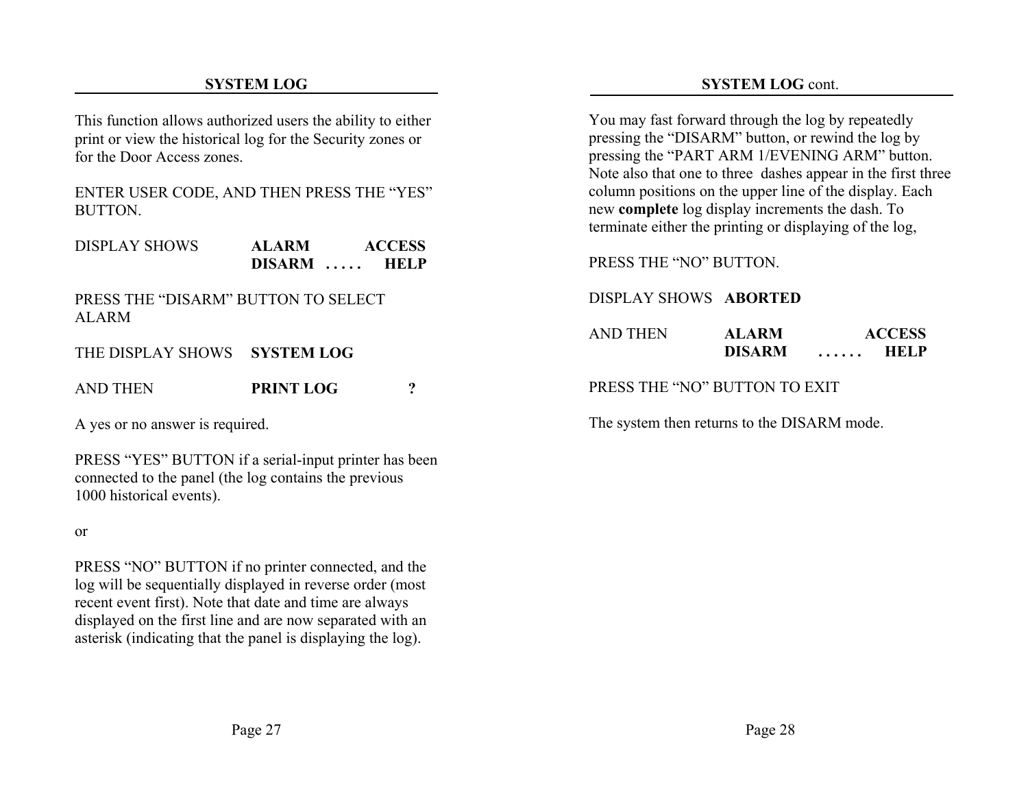## SYSTEM LOG

This function allows authorized users the ability to either print or view the historical log for the Security zones or for the Door Access zones.

ENTER USER CODE, AND THEN PRESS THE "YES" BUTTON.

DISPLAY SHOWS **ALARM ACCESS**
**DISARM . . . . . HELP**

PRESS THE "DISARM" BUTTON TO SELECT ALARM

THE DISPLAY SHOWS **SYSTEM LOG**

AND THEN **PRINT LOG ?**

A yes or no answer is required.

PRESS "YES" BUTTON if a serial-input printer has been connected to the panel (the log contains the previous 1000 historical events).

or

PRESS "NO" BUTTON if no printer connected, and the log will be sequentially displayed in reverse order (most recent event first). Note that date and time are always displayed on the first line and are now separated with an asterisk (indicating that the panel is displaying the log).

## SYSTEM LOG cont.

You may fast forward through the log by repeatedly pressing the "DISARM" button, or rewind the log by pressing the "PART ARM 1/EVENING ARM" button. Note also that one to three dashes appear in the first three column positions on the upper line of the display. Each new **complete** log display increments the dash. To terminate either the printing or displaying of the log,

PRESS THE "NO" BUTTON.

DISPLAY SHOWS **ABORTED**

AND THEN **ALARM ACCESS**
**DISARM . . . . . . HELP**

PRESS THE "NO" BUTTON TO EXIT

The system then returns to the DISARM mode.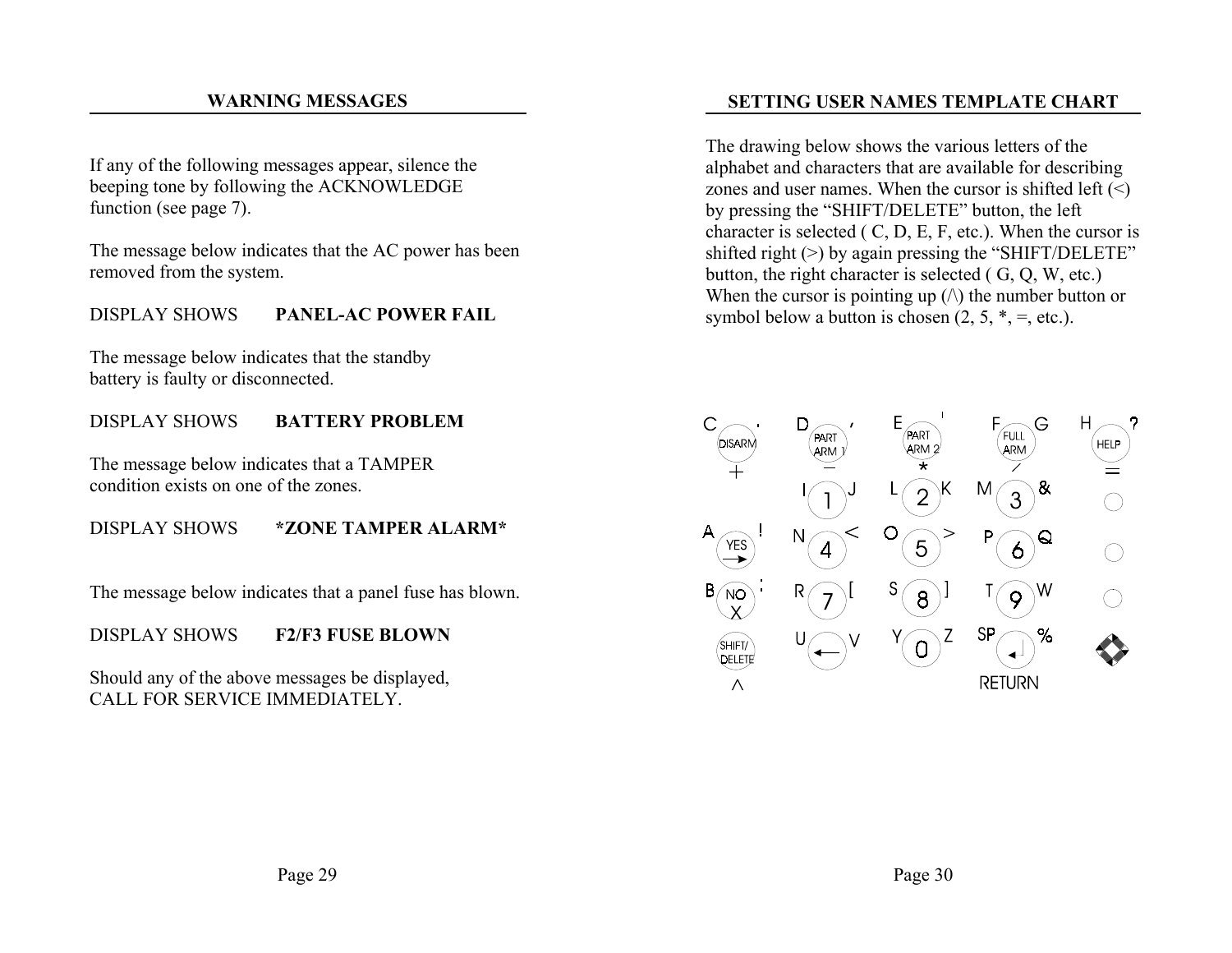## WARNING MESSAGES

If any of the following messages appear, silence the beeping tone by following the ACKNOWLEDGE function (see page 7).

The message below indicates that the AC power has been removed from the system.

DISPLAY SHOWS **PANEL-AC POWER FAIL**

The message below indicates that the standby battery is faulty or disconnected.

DISPLAY SHOWS **BATTERY PROBLEM**

The message below indicates that a TAMPER condition exists on one of the zones.

DISPLAY SHOWS ***ZONE TAMPER ALARM***

The message below indicates that a panel fuse has blown.

DISPLAY SHOWS **F2/F3 FUSE BLOWN**

Should any of the above messages be displayed, CALL FOR SERVICE IMMEDIATELY.

## SETTING USER NAMES TEMPLATE CHART

The drawing below shows the various letters of the alphabet and characters that are available for describing zones and user names. When the cursor is shifted left (<) by pressing the "SHIFT/DELETE" button, the left character is selected ( C, D, E, F, etc.). When the cursor is shifted right (>) by again pressing the "SHIFT/DELETE" button, the right character is selected ( G, Q, W, etc.) When the cursor is pointing up (/\) the number button or symbol below a button is chosen (2, 5, *, =, etc.).

| Button | Left | Right | Below |
|---|---|---|---|
| DISARM | C | . | + |
| PART ARM 1 | D | ' | − |
| PART ARM 2 | E | ' | * |
| FULL ARM | F | G | / |
| HELP | H | ? | = |
| 1 | I | J | |
| 2 | L | K | |
| 3 | M | & | |
| YES → | A | ! | |
| 4 | N | < | |
| 5 | O | > | |
| 6 | P | Q | |
| NO X | B | : | |
| 7 | R | [ | |
| 8 | S | ] | |
| 9 | T | W | |
| SHIFT/DELETE | | | ^ |
| ← | U | V | |
| 0 | Y | Z | |
| RETURN | SP | % | |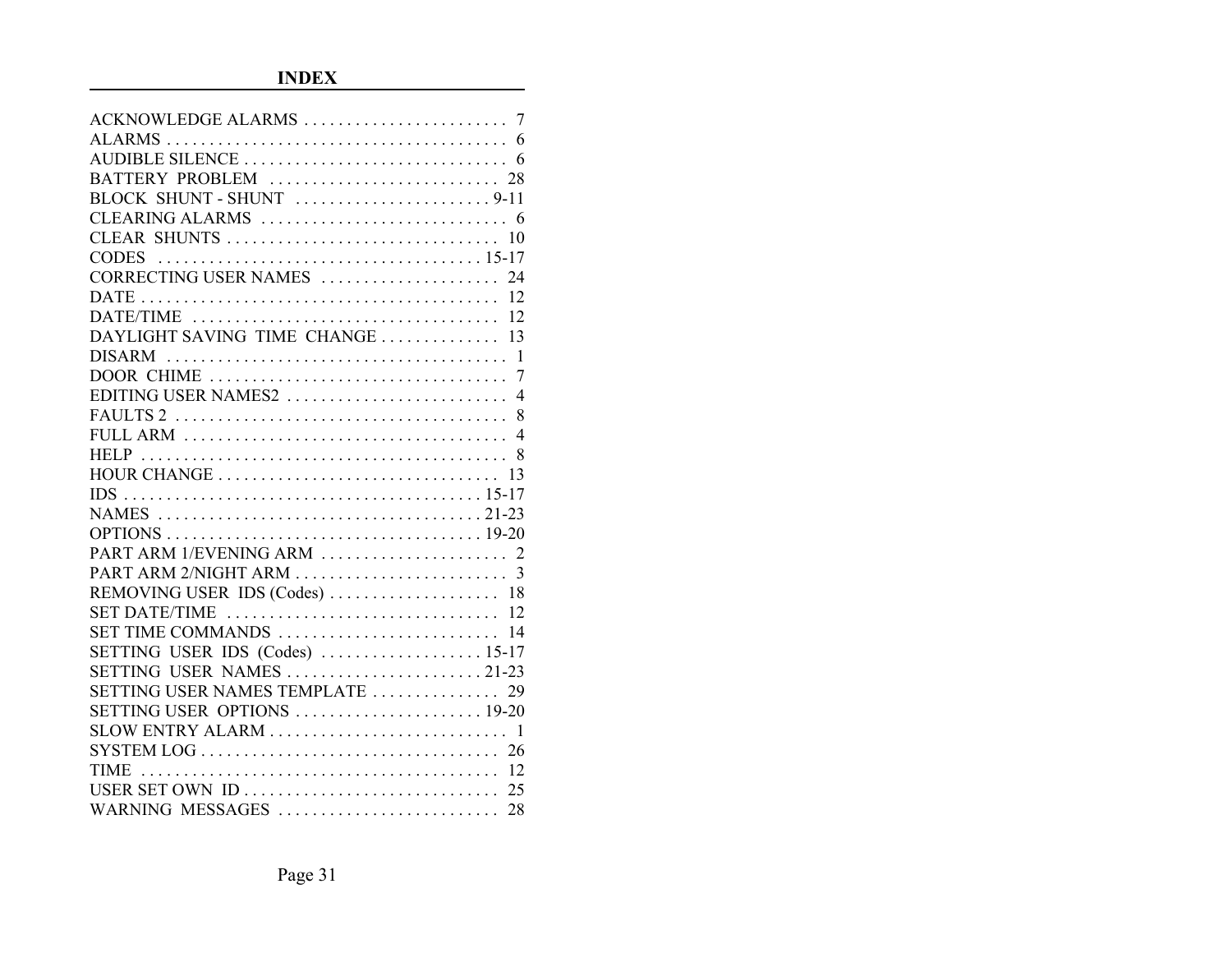# INDEX

ACKNOWLEDGE ALARMS . . . . . . . . . . . . . . . . . . . . . . . . 7
ALARMS . . . . . . . . . . . . . . . . . . . . . . . . . . . . . . . . . . . . . . . . 6
AUDIBLE SILENCE . . . . . . . . . . . . . . . . . . . . . . . . . . . . . . . 6
BATTERY PROBLEM . . . . . . . . . . . . . . . . . . . . . . . . . . . 28
BLOCK SHUNT - SHUNT . . . . . . . . . . . . . . . . . . . . . . . 9-11
CLEARING ALARMS . . . . . . . . . . . . . . . . . . . . . . . . . . . . . 6
CLEAR SHUNTS . . . . . . . . . . . . . . . . . . . . . . . . . . . . . . . . 10
CODES . . . . . . . . . . . . . . . . . . . . . . . . . . . . . . . . . . . . . . 15-17
CORRECTING USER NAMES . . . . . . . . . . . . . . . . . . . . . 24
DATE . . . . . . . . . . . . . . . . . . . . . . . . . . . . . . . . . . . . . . . . . . 12
DATE/TIME . . . . . . . . . . . . . . . . . . . . . . . . . . . . . . . . . . . . 12
DAYLIGHT SAVING TIME CHANGE . . . . . . . . . . . . . . 13
DISARM . . . . . . . . . . . . . . . . . . . . . . . . . . . . . . . . . . . . . . . 1
DOOR CHIME . . . . . . . . . . . . . . . . . . . . . . . . . . . . . . . . . . . 7
EDITING USER NAMES2 . . . . . . . . . . . . . . . . . . . . . . . . . . 4
FAULTS 2 . . . . . . . . . . . . . . . . . . . . . . . . . . . . . . . . . . . . . . . 8
FULL ARM . . . . . . . . . . . . . . . . . . . . . . . . . . . . . . . . . . . . . . 4
HELP . . . . . . . . . . . . . . . . . . . . . . . . . . . . . . . . . . . . . . . . . . 8
HOUR CHANGE . . . . . . . . . . . . . . . . . . . . . . . . . . . . . . . . . 13
IDS . . . . . . . . . . . . . . . . . . . . . . . . . . . . . . . . . . . . . . . . . 15-17
NAMES . . . . . . . . . . . . . . . . . . . . . . . . . . . . . . . . . . . . . . 21-23
OPTIONS . . . . . . . . . . . . . . . . . . . . . . . . . . . . . . . . . . . . . 19-20
PART ARM 1/EVENING ARM . . . . . . . . . . . . . . . . . . . . . . 2
PART ARM 2/NIGHT ARM . . . . . . . . . . . . . . . . . . . . . . . . . 3
REMOVING USER IDS (Codes) . . . . . . . . . . . . . . . . . . . . 18
SET DATE/TIME . . . . . . . . . . . . . . . . . . . . . . . . . . . . . . . . 12
SET TIME COMMANDS . . . . . . . . . . . . . . . . . . . . . . . . . . 14
SETTING USER IDS (Codes) . . . . . . . . . . . . . . . . . . . 15-17
SETTING USER NAMES . . . . . . . . . . . . . . . . . . . . . . . 21-23
SETTING USER NAMES TEMPLATE . . . . . . . . . . . . . . . 29
SETTING USER OPTIONS . . . . . . . . . . . . . . . . . . . . . . 19-20
SLOW ENTRY ALARM . . . . . . . . . . . . . . . . . . . . . . . . . . . . 1
SYSTEM LOG . . . . . . . . . . . . . . . . . . . . . . . . . . . . . . . . . . . 26
TIME . . . . . . . . . . . . . . . . . . . . . . . . . . . . . . . . . . . . . . . . . . 12
USER SET OWN ID . . . . . . . . . . . . . . . . . . . . . . . . . . . . . . 25
WARNING MESSAGES . . . . . . . . . . . . . . . . . . . . . . . . . . 28